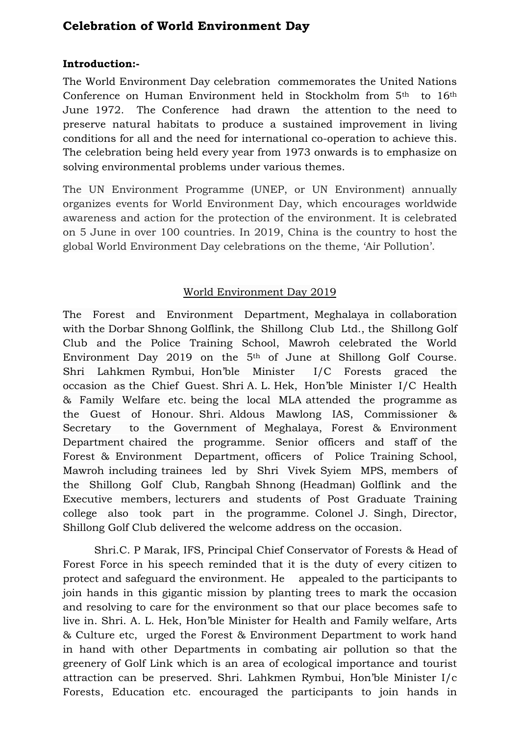# Celebration of World Environment Day

**Introduction:-**

The World Environment Day celebration commemorates the United Nations Conference on Human Environment held in Stockholm from 5th to 16th June 1972. The Conference had drawn the attention to the need to preserve natural habitats to produce a sustained improvement in living conditions for all and the need for international co-operation to achieve this. The celebration being held every year from 1973 onwards is to emphasize on solving environmental problems under various themes.

The UN Environment Programme (UNEP, or UN Environment) annually organizes events for World Environment Day, which encourages worldwide awareness and action for the protection of the environment. It is celebrated on 5 June in over 100 countries. In 2019, China is the country to host the global World Environment Day celebrations on the theme, 'Air Pollution'.

## World Environment Day 2019

The Forest and Environment Department, Meghalaya in collaboration with the Dorbar Shnong Golflink, the Shillong Club Ltd., the Shillong Golf Club and the Police Training School, Mawroh celebrated the World Environment Day 2019 on the 5th of June at Shillong Golf Course. Shri Lahkmen Rymbui, Hon'ble Minister I/C Forests graced the occasion as the Chief Guest. Shri A. L. Hek, Hon'ble Minister I/C Health & Family Welfare etc. being the local MLA attended the programme as the Guest of Honour. Shri. Aldous Mawlong IAS, Commissioner & Secretary to the Government of Meghalaya, Forest & Environment Department chaired the programme. Senior officers and staff of the Forest & Environment Department, officers of Police Training School, Mawroh including trainees led by Shri Vivek Syiem MPS, members of the Shillong Golf Club, Rangbah Shnong (Headman) Golflink and the Executive members, lecturers and students of Post Graduate Training college also took part in the programme. Colonel J. Singh, Director, Shillong Golf Club delivered the welcome address on the occasion.

Shri.C. P Marak, IFS, Principal Chief Conservator of Forests & Head of Forest Force in his speech reminded that it is the duty of every citizen to protect and safeguard the environment. He appealed to the participants to join hands in this gigantic mission by planting trees to mark the occasion and resolving to care for the environment so that our place becomes safe to live in. Shri. A. L. Hek, Hon'ble Minister for Health and Family welfare, Arts & Culture etc, urged the Forest & Environment Department to work hand in hand with other Departments in combating air pollution so that the greenery of Golf Link which is an area of ecological importance and tourist attraction can be preserved. Shri. Lahkmen Rymbui, Hon'ble Minister I/c Forests, Education etc. encouraged the participants to join hands in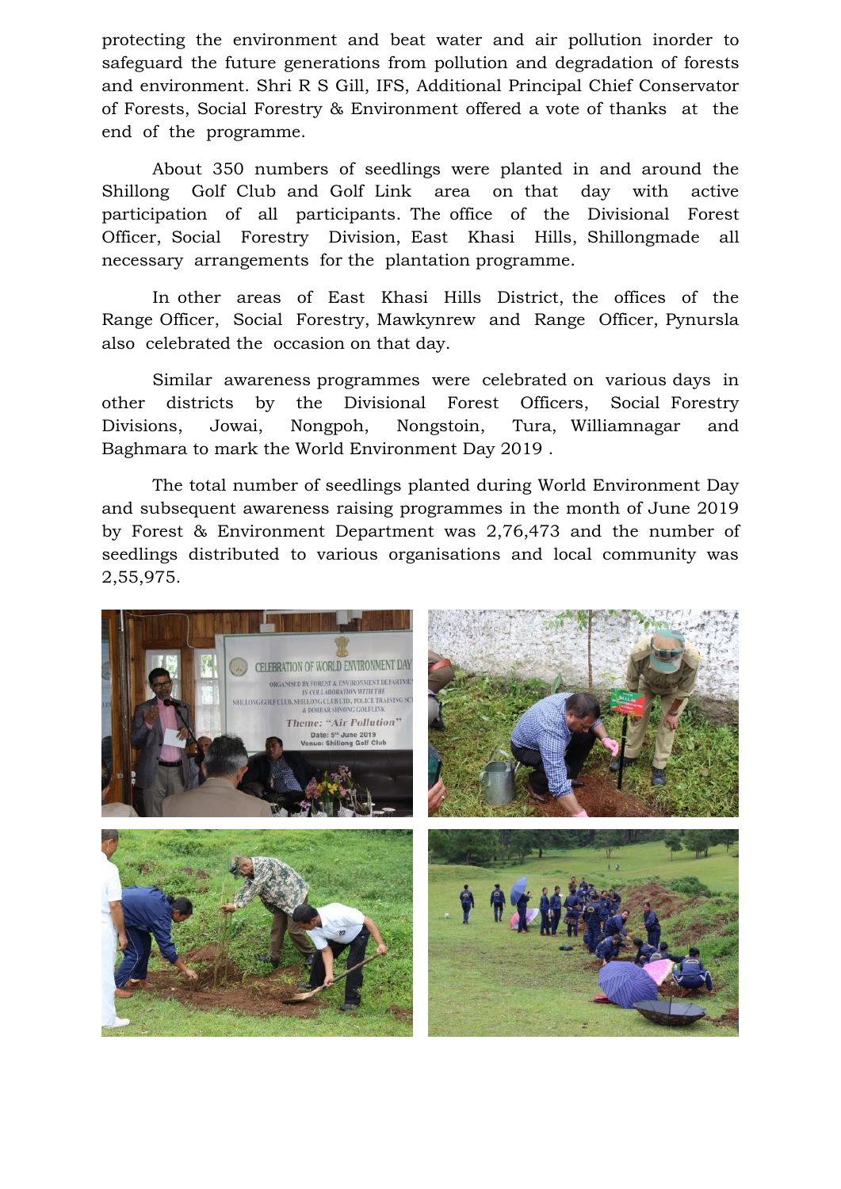protecting the environment and beat water and air pollution inorder to safeguard the future generations from pollution and degradation of forests and environment. Shri R S Gill, IFS, Additional Principal Chief Conservator of Forests, Social Forestry & Environment offered a vote of thanks at the end of the programme.

About 350 numbers of seedlings were planted in and around the Shillong Golf Club and Golf Link area on that day with active participation of all participants. The office of the Divisional Forest Officer, Social Forestry Division, East Khasi Hills, Shillongmade all necessary arrangements for the plantation programme.

In other areas of East Khasi Hills District, the offices of the Range Officer, Social Forestry, Mawkynrew and Range Officer, Pynursla also celebrated the occasion on that day.

Similar awareness programmes were celebrated on various days in other districts by the Divisional Forest Officers, Social Forestry Divisions, Jowai, Nongpoh, Nongstoin, Tura, Williamnagar and Baghmara to mark the World Environment Day 2019 .

The total number of seedlings planted during World Environment Day and subsequent awareness raising programmes in the month of June 2019 by Forest & Environment Department was 2,76,473 and the number of seedlings distributed to various organisations and local community was 2,55,975.